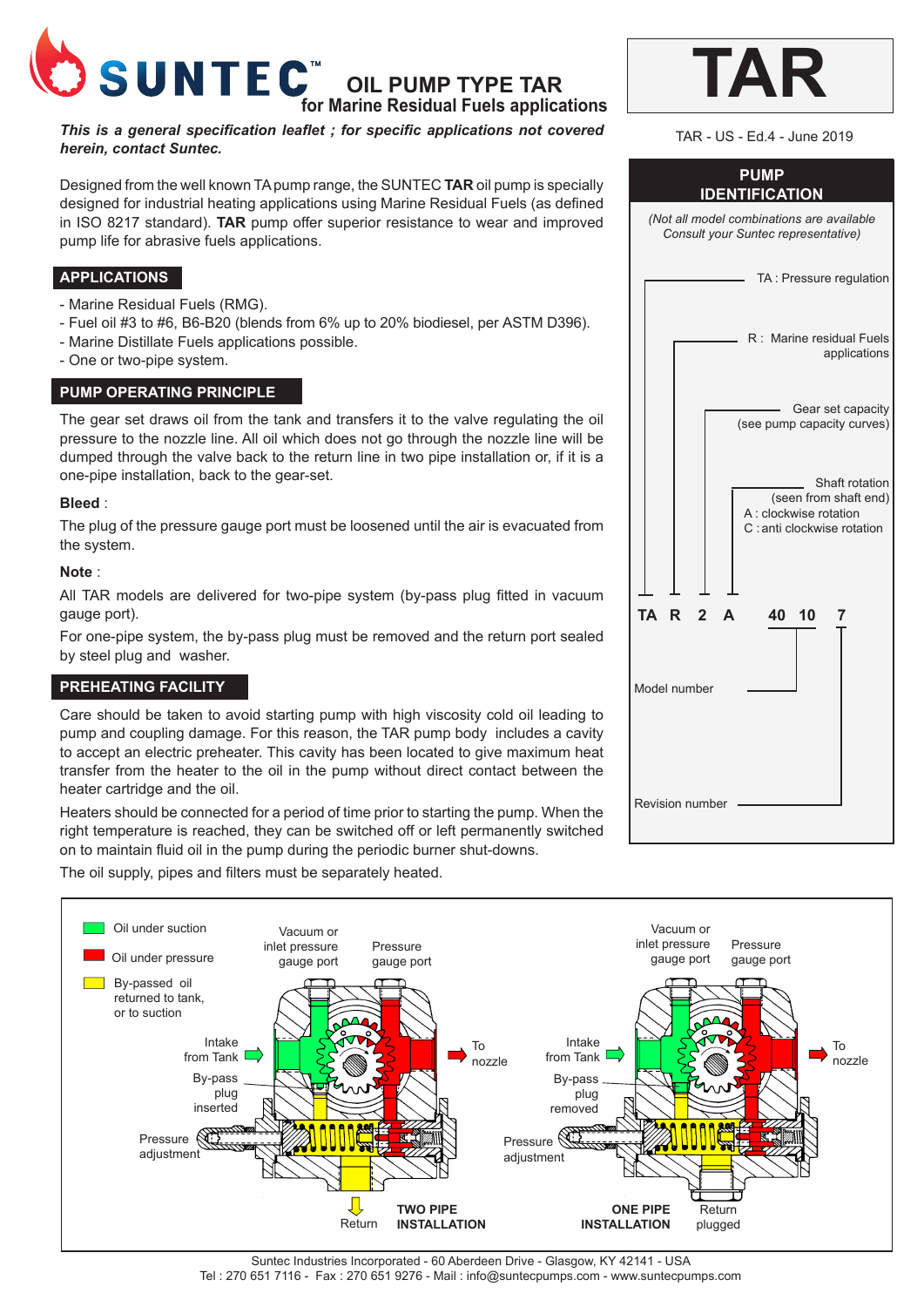# SUNTEC™ OIL PUMP TYPE TAR

## for Marine Residual Fuels applications

# TAR

TAR - US - Ed.4 - June 2019

***This is a general specification leaflet ; for specific applications not covered herein, contact Suntec.***

Designed from the well known TA pump range, the SUNTEC **TAR** oil pump is specially designed for industrial heating applications using Marine Residual Fuels (as defined in ISO 8217 standard). **TAR** pump offer superior resistance to wear and improved pump life for abrasive fuels applications.

## APPLICATIONS

- Marine Residual Fuels (RMG).
- Fuel oil #3 to #6, B6-B20 (blends from 6% up to 20% biodiesel, per ASTM D396).
- Marine Distillate Fuels applications possible.
- One or two-pipe system.

## PUMP OPERATING PRINCIPLE

The gear set draws oil from the tank and transfers it to the valve regulating the oil pressure to the nozzle line. All oil which does not go through the nozzle line will be dumped through the valve back to the return line in two pipe installation or, if it is a one-pipe installation, back to the gear-set.

**Bleed** :

The plug of the pressure gauge port must be loosened until the air is evacuated from the system.

**Note** :

All TAR models are delivered for two-pipe system (by-pass plug fitted in vacuum gauge port).

For one-pipe system, the by-pass plug must be removed and the return port sealed by steel plug and washer.

## PREHEATING FACILITY

Care should be taken to avoid starting pump with high viscosity cold oil leading to pump and coupling damage. For this reason, the TAR pump body includes a cavity to accept an electric preheater. This cavity has been located to give maximum heat transfer from the heater to the oil in the pump without direct contact between the heater cartridge and the oil.

Heaters should be connected for a period of time prior to starting the pump. When the right temperature is reached, they can be switched off or left permanently switched on to maintain fluid oil in the pump during the periodic burner shut-downs.

The oil supply, pipes and filters must be separately heated.

## PUMP IDENTIFICATION

*(Not all model combinations are available Consult your Suntec representative)*

**TA R 2 A 40 10 7**

- TA : Pressure regulation
- R : Marine residual Fuels applications
- 2 : Gear set capacity (see pump capacity curves)
- A : Shaft rotation (seen from shaft end)
  - A : clockwise rotation
  - C : anti clockwise rotation
- 40 10 : Model number
- 7 : Revision number

- Oil under suction
- Oil under pressure
- By-passed oil returned to tank, or to suction

**TWO PIPE INSTALLATION**: Vacuum or inlet pressure gauge port; Pressure gauge port; Intake from Tank; By-pass plug inserted; Pressure adjustment; To nozzle; Return

**ONE PIPE INSTALLATION**: Vacuum or inlet pressure gauge port; Pressure gauge port; Intake from Tank; By-pass plug removed; Pressure adjustment; To nozzle; Return plugged

Suntec Industries Incorporated - 60 Aberdeen Drive - Glasgow, KY 42141 - USA
Tel : 270 651 7116 - Fax : 270 651 9276 - Mail : info@suntecpumps.com - www.suntecpumps.com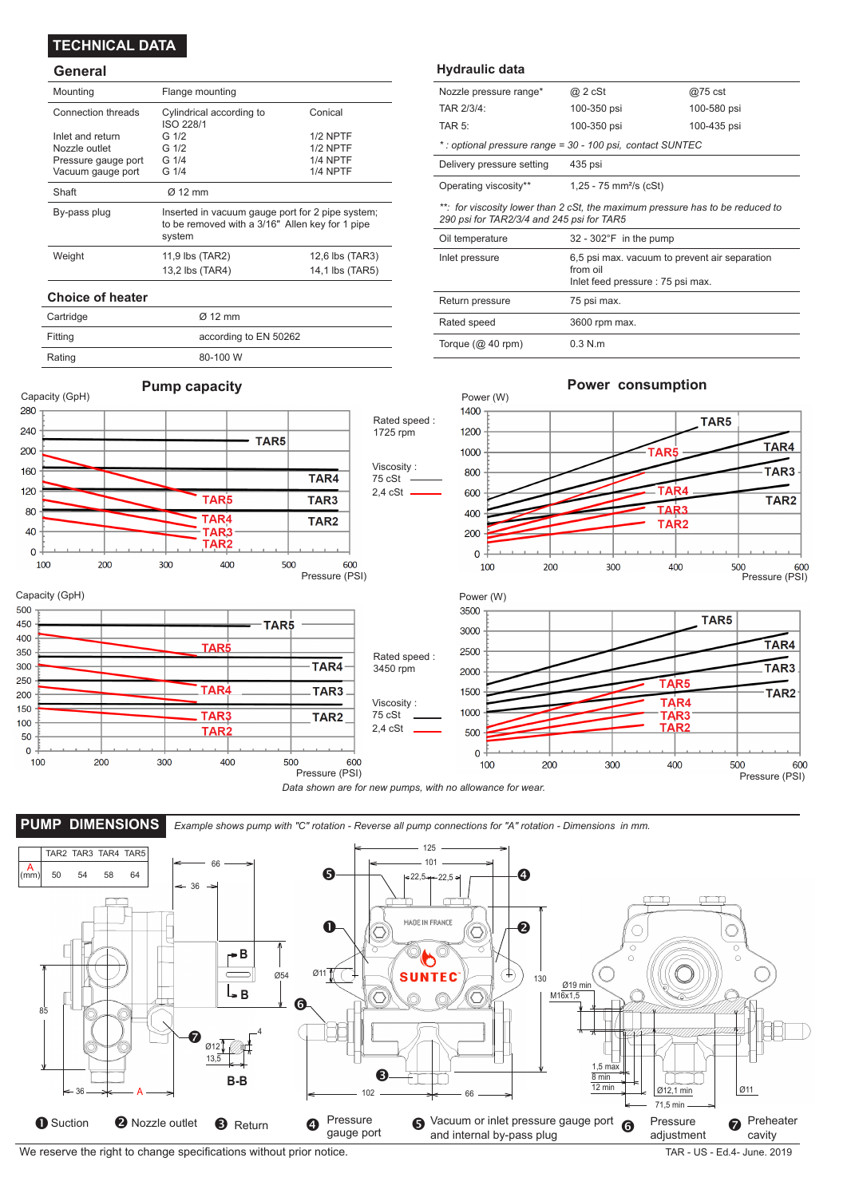# TECHNICAL DATA

## General

| | | |
|---|---|---|
| Mounting | Flange mounting | |
| Connection threads | Cylindrical according to ISO 228/1 | Conical |
| Inlet and return | G 1/2 | 1/2 NPTF |
| Nozzle outlet | G 1/2 | 1/2 NPTF |
| Pressure gauge port | G 1/4 | 1/4 NPTF |
| Vacuum gauge port | G 1/4 | 1/4 NPTF |
| Shaft | Ø 12 mm | |
| By-pass plug | Inserted in vacuum gauge port for 2 pipe system; to be removed with a 3/16" Allen key for 1 pipe system | |
| Weight | 11,9 lbs (TAR2) | 12,6 lbs (TAR3) |
| | 13,2 lbs (TAR4) | 14,1 lbs (TAR5) |

## Choice of heater

| | |
|---|---|
| Cartridge | Ø 12 mm |
| Fitting | according to EN 50262 |
| Rating | 80-100 W |

## Hydraulic data

| | | |
|---|---|---|
| Nozzle pressure range* | @ 2 cSt | @75 cst |
| TAR 2/3/4: | 100-350 psi | 100-580 psi |
| TAR 5: | 100-350 psi | 100-435 psi |

*: optional pressure range = 30 - 100 psi, contact SUNTEC

| | |
|---|---|
| Delivery pressure setting | 435 psi |
| Operating viscosity** | 1,25 - 75 mm²/s (cSt) |

**: for viscosity lower than 2 cSt, the maximum pressure has to be reduced to 290 psi for TAR2/3/4 and 245 psi for TAR5

| | |
|---|---|
| Oil temperature | 32 - 302°F in the pump |
| Inlet pressure | 6,5 psi max. vacuum to prevent air separation from oil<br>Inlet feed pressure : 75 psi max. |
| Return pressure | 75 psi max. |
| Rated speed | 3600 rpm max. |
| Torque (@ 40 rpm) | 0.3 N.m |

## Pump capacity

Capacity (GpH)
280, 240, 200, 160, 120, 80, 40, 0
100, 200, 300, 400, 500, 600
Pressure (PSI)
TAR5, TAR4, TAR3, TAR2, TAR5, TAR4, TAR3, TAR2

Rated speed : 1725 rpm
Viscosity :
75 cSt
2,4 cSt

Capacity (GpH)
500, 450, 400, 350, 300, 250, 200, 150, 100, 50, 0
100, 200, 300, 400, 500, 600
Pressure (PSI)
TAR5, TAR5, TAR4, TAR4, TAR3, TAR3, TAR2, TAR2

Rated speed : 3450 rpm
Viscosity :
75 cSt
2,4 cSt

## Power consumption

Power (W)
1400, 1200, 1000, 800, 600, 400, 200, 0
100, 200, 300, 400, 500, 600
Pressure (PSI)
TAR5, TAR4, TAR5, TAR3, TAR4, TAR2, TAR3, TAR2

Power (W)
3500, 3000, 2500, 2000, 1500, 1000, 500, 0
100, 200, 300, 400, 500, 600
Pressure (PSI)
TAR5, TAR4, TAR3, TAR5, TAR2, TAR4, TAR3, TAR2

*Data shown are for new pumps, with no allowance for wear.*

# PUMP DIMENSIONS

*Example shows pump with "C" rotation - Reverse all pump connections for "A" rotation - Dimensions in mm.*

| | TAR2 | TAR3 | TAR4 | TAR5 |
|---|---|---|---|---|
| A (mm) | 50 | 54 | 58 | 64 |

66, 36, B, Ø54, B, 85, 36, A, Ø12, 13,5, 4, B-B, 125, 101, 22,5, 22,5, Ø11, MADE IN FRANCE, SUNTEC, 130, 102, 66, Ø19 min, M16x1,5, 1,5 max, 8 min, 12 min, Ø12,1 min, Ø11, 71,5 min

1 Suction
2 Nozzle outlet
3 Return
4 Pressure gauge port
5 Vacuum or inlet pressure gauge port and internal by-pass plug
6 Pressure adjustment
7 Preheater cavity

We reserve the right to change specifications without prior notice.

TAR - US - Ed.4- June. 2019